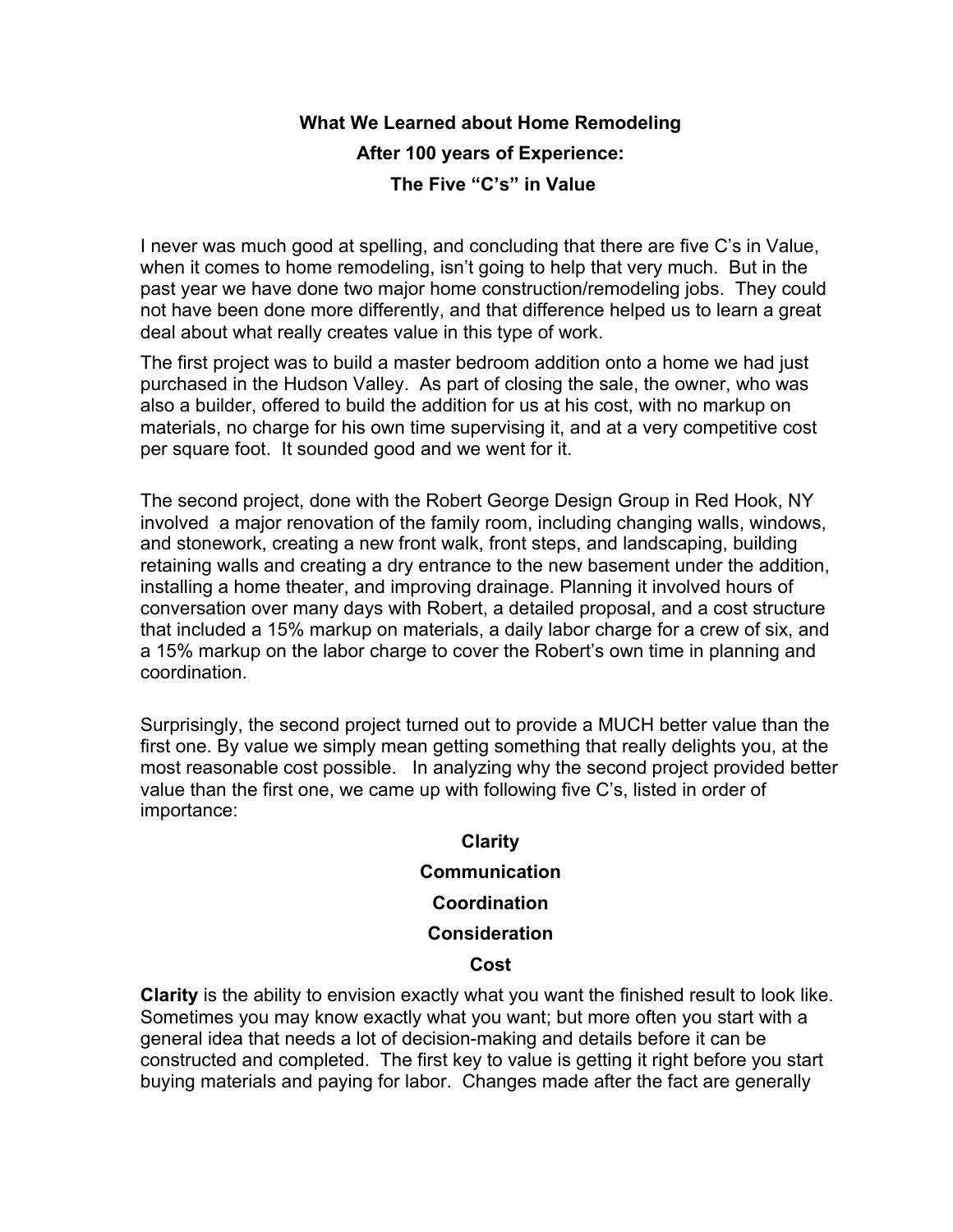# What We Learned about Home Remodeling After 100 years of Experience: The Five "C's" in Value

I never was much good at spelling, and concluding that there are five C's in Value, when it comes to home remodeling, isn't going to help that very much. But in the past year we have done two major home construction/remodeling jobs. They could not have been done more differently, and that difference helped us to learn a great deal about what really creates value in this type of work.

The first project was to build a master bedroom addition onto a home we had just purchased in the Hudson Valley. As part of closing the sale, the owner, who was also a builder, offered to build the addition for us at his cost, with no markup on materials, no charge for his own time supervising it, and at a very competitive cost per square foot. It sounded good and we went for it.

The second project, done with the Robert George Design Group in Red Hook, NY involved a major renovation of the family room, including changing walls, windows, and stonework, creating a new front walk, front steps, and landscaping, building retaining walls and creating a dry entrance to the new basement under the addition, installing a home theater, and improving drainage. Planning it involved hours of conversation over many days with Robert, a detailed proposal, and a cost structure that included a 15% markup on materials, a daily labor charge for a crew of six, and a 15% markup on the labor charge to cover the Robert's own time in planning and coordination.

Surprisingly, the second project turned out to provide a MUCH better value than the first one. By value we simply mean getting something that really delights you, at the most reasonable cost possible. In analyzing why the second project provided better value than the first one, we came up with following five C's, listed in order of importance:

**Clarity**

**Communication**

**Coordination**

**Consideration**

**Cost**

**Clarity** is the ability to envision exactly what you want the finished result to look like. Sometimes you may know exactly what you want; but more often you start with a general idea that needs a lot of decision-making and details before it can be constructed and completed. The first key to value is getting it right before you start buying materials and paying for labor. Changes made after the fact are generally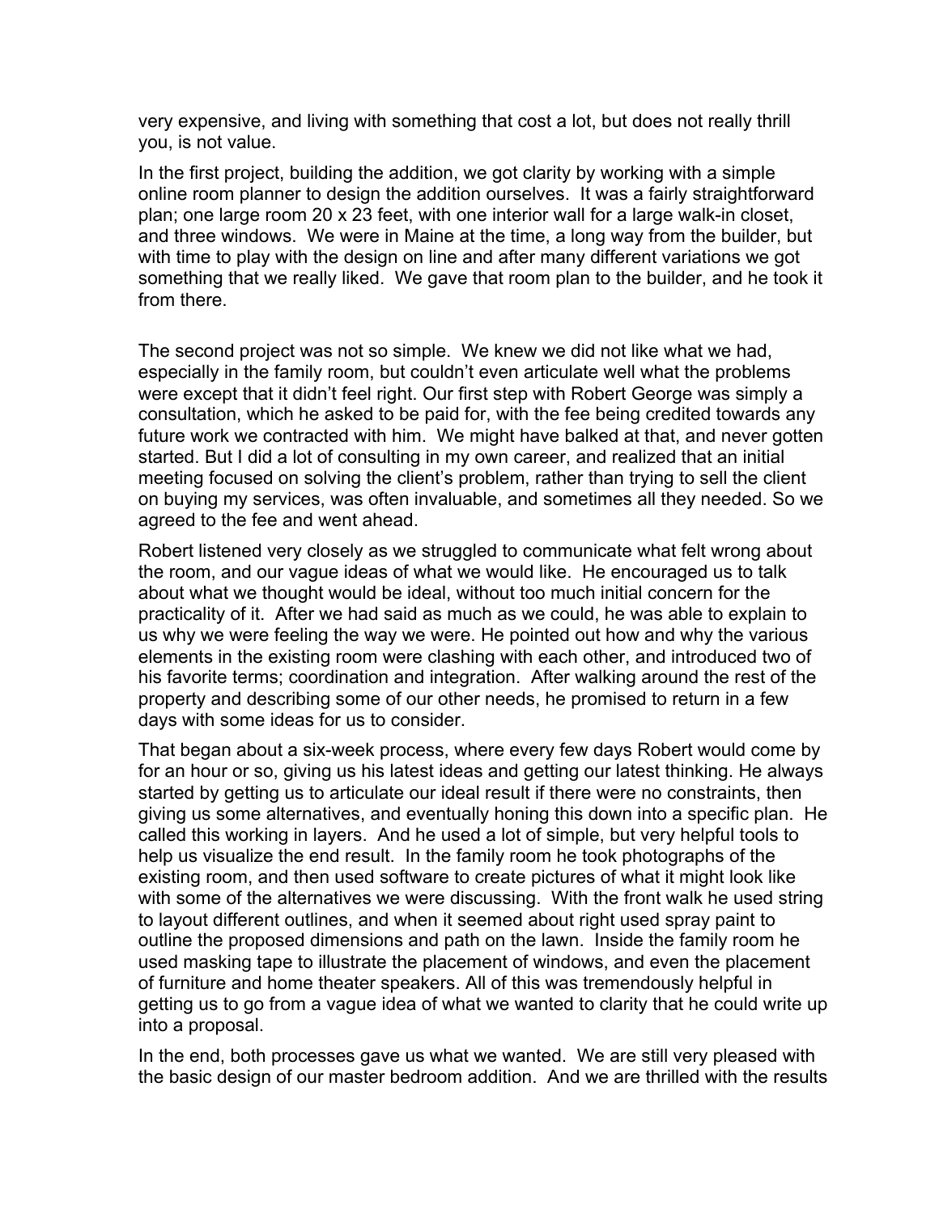very expensive, and living with something that cost a lot, but does not really thrill you, is not value.

In the first project, building the addition, we got clarity by working with a simple online room planner to design the addition ourselves. It was a fairly straightforward plan; one large room 20 x 23 feet, with one interior wall for a large walk-in closet, and three windows. We were in Maine at the time, a long way from the builder, but with time to play with the design on line and after many different variations we got something that we really liked. We gave that room plan to the builder, and he took it from there.

The second project was not so simple. We knew we did not like what we had, especially in the family room, but couldn't even articulate well what the problems were except that it didn't feel right. Our first step with Robert George was simply a consultation, which he asked to be paid for, with the fee being credited towards any future work we contracted with him. We might have balked at that, and never gotten started. But I did a lot of consulting in my own career, and realized that an initial meeting focused on solving the client's problem, rather than trying to sell the client on buying my services, was often invaluable, and sometimes all they needed. So we agreed to the fee and went ahead.

Robert listened very closely as we struggled to communicate what felt wrong about the room, and our vague ideas of what we would like. He encouraged us to talk about what we thought would be ideal, without too much initial concern for the practicality of it. After we had said as much as we could, he was able to explain to us why we were feeling the way we were. He pointed out how and why the various elements in the existing room were clashing with each other, and introduced two of his favorite terms; coordination and integration. After walking around the rest of the property and describing some of our other needs, he promised to return in a few days with some ideas for us to consider.

That began about a six-week process, where every few days Robert would come by for an hour or so, giving us his latest ideas and getting our latest thinking. He always started by getting us to articulate our ideal result if there were no constraints, then giving us some alternatives, and eventually honing this down into a specific plan. He called this working in layers. And he used a lot of simple, but very helpful tools to help us visualize the end result. In the family room he took photographs of the existing room, and then used software to create pictures of what it might look like with some of the alternatives we were discussing. With the front walk he used string to layout different outlines, and when it seemed about right used spray paint to outline the proposed dimensions and path on the lawn. Inside the family room he used masking tape to illustrate the placement of windows, and even the placement of furniture and home theater speakers. All of this was tremendously helpful in getting us to go from a vague idea of what we wanted to clarity that he could write up into a proposal.

In the end, both processes gave us what we wanted. We are still very pleased with the basic design of our master bedroom addition. And we are thrilled with the results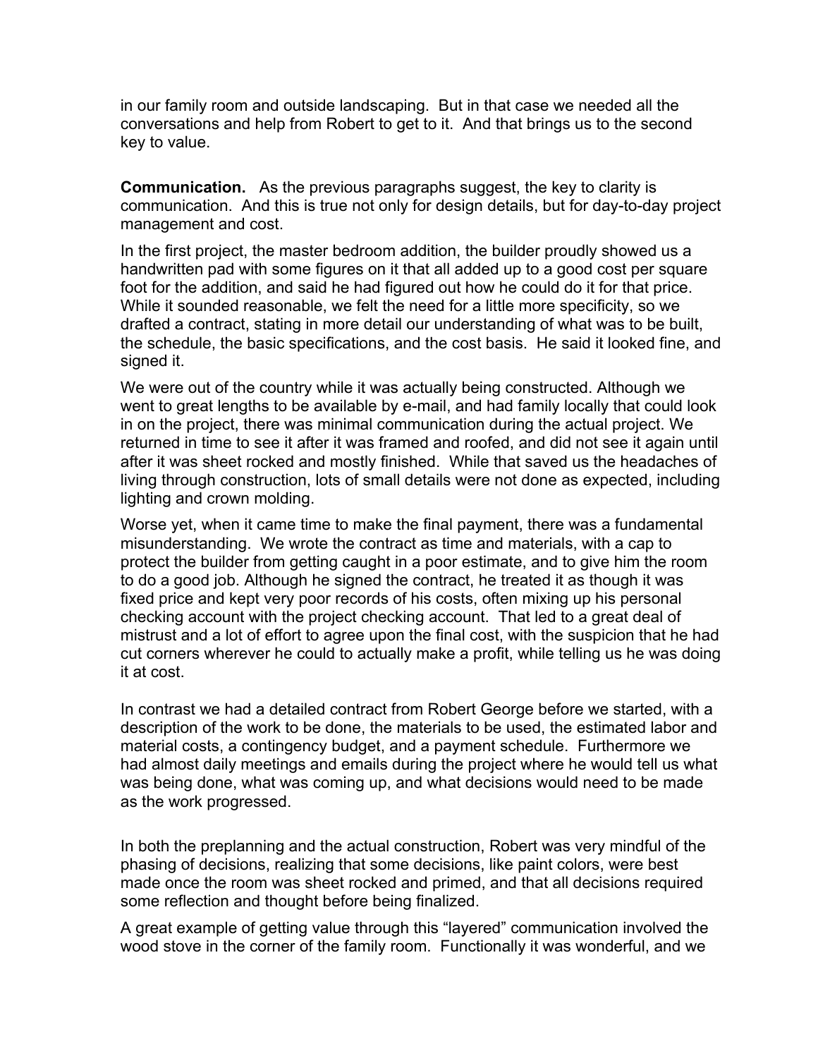in our family room and outside landscaping. But in that case we needed all the conversations and help from Robert to get to it. And that brings us to the second key to value.

**Communication.** As the previous paragraphs suggest, the key to clarity is communication. And this is true not only for design details, but for day-to-day project management and cost.

In the first project, the master bedroom addition, the builder proudly showed us a handwritten pad with some figures on it that all added up to a good cost per square foot for the addition, and said he had figured out how he could do it for that price. While it sounded reasonable, we felt the need for a little more specificity, so we drafted a contract, stating in more detail our understanding of what was to be built, the schedule, the basic specifications, and the cost basis. He said it looked fine, and signed it.

We were out of the country while it was actually being constructed. Although we went to great lengths to be available by e-mail, and had family locally that could look in on the project, there was minimal communication during the actual project. We returned in time to see it after it was framed and roofed, and did not see it again until after it was sheet rocked and mostly finished. While that saved us the headaches of living through construction, lots of small details were not done as expected, including lighting and crown molding.

Worse yet, when it came time to make the final payment, there was a fundamental misunderstanding. We wrote the contract as time and materials, with a cap to protect the builder from getting caught in a poor estimate, and to give him the room to do a good job. Although he signed the contract, he treated it as though it was fixed price and kept very poor records of his costs, often mixing up his personal checking account with the project checking account. That led to a great deal of mistrust and a lot of effort to agree upon the final cost, with the suspicion that he had cut corners wherever he could to actually make a profit, while telling us he was doing it at cost.

In contrast we had a detailed contract from Robert George before we started, with a description of the work to be done, the materials to be used, the estimated labor and material costs, a contingency budget, and a payment schedule. Furthermore we had almost daily meetings and emails during the project where he would tell us what was being done, what was coming up, and what decisions would need to be made as the work progressed.

In both the preplanning and the actual construction, Robert was very mindful of the phasing of decisions, realizing that some decisions, like paint colors, were best made once the room was sheet rocked and primed, and that all decisions required some reflection and thought before being finalized.

A great example of getting value through this "layered" communication involved the wood stove in the corner of the family room. Functionally it was wonderful, and we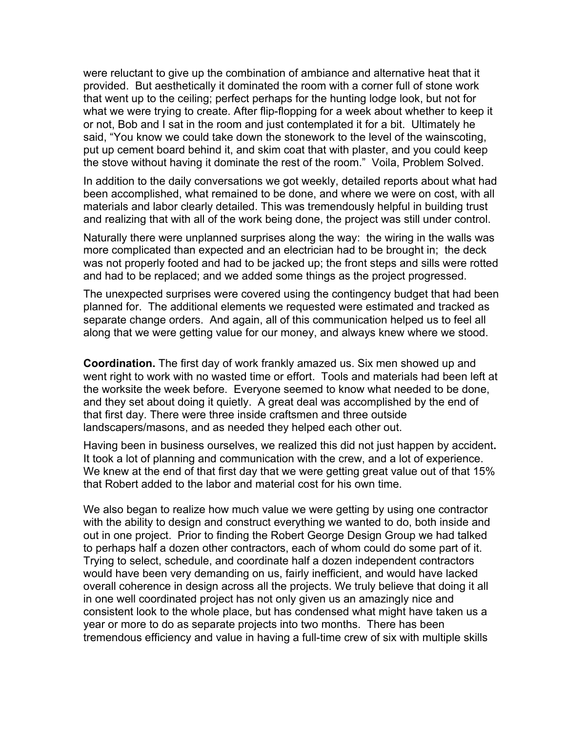were reluctant to give up the combination of ambiance and alternative heat that it provided. But aesthetically it dominated the room with a corner full of stone work that went up to the ceiling; perfect perhaps for the hunting lodge look, but not for what we were trying to create. After flip-flopping for a week about whether to keep it or not, Bob and I sat in the room and just contemplated it for a bit. Ultimately he said, "You know we could take down the stonework to the level of the wainscoting, put up cement board behind it, and skim coat that with plaster, and you could keep the stove without having it dominate the rest of the room." Voila, Problem Solved.

In addition to the daily conversations we got weekly, detailed reports about what had been accomplished, what remained to be done, and where we were on cost, with all materials and labor clearly detailed. This was tremendously helpful in building trust and realizing that with all of the work being done, the project was still under control.

Naturally there were unplanned surprises along the way: the wiring in the walls was more complicated than expected and an electrician had to be brought in; the deck was not properly footed and had to be jacked up; the front steps and sills were rotted and had to be replaced; and we added some things as the project progressed.

The unexpected surprises were covered using the contingency budget that had been planned for. The additional elements we requested were estimated and tracked as separate change orders. And again, all of this communication helped us to feel all along that we were getting value for our money, and always knew where we stood.

**Coordination.** The first day of work frankly amazed us. Six men showed up and went right to work with no wasted time or effort. Tools and materials had been left at the worksite the week before. Everyone seemed to know what needed to be done, and they set about doing it quietly. A great deal was accomplished by the end of that first day. There were three inside craftsmen and three outside landscapers/masons, and as needed they helped each other out.

Having been in business ourselves, we realized this did not just happen by accident. It took a lot of planning and communication with the crew, and a lot of experience. We knew at the end of that first day that we were getting great value out of that 15% that Robert added to the labor and material cost for his own time.

We also began to realize how much value we were getting by using one contractor with the ability to design and construct everything we wanted to do, both inside and out in one project. Prior to finding the Robert George Design Group we had talked to perhaps half a dozen other contractors, each of whom could do some part of it. Trying to select, schedule, and coordinate half a dozen independent contractors would have been very demanding on us, fairly inefficient, and would have lacked overall coherence in design across all the projects. We truly believe that doing it all in one well coordinated project has not only given us an amazingly nice and consistent look to the whole place, but has condensed what might have taken us a year or more to do as separate projects into two months. There has been tremendous efficiency and value in having a full-time crew of six with multiple skills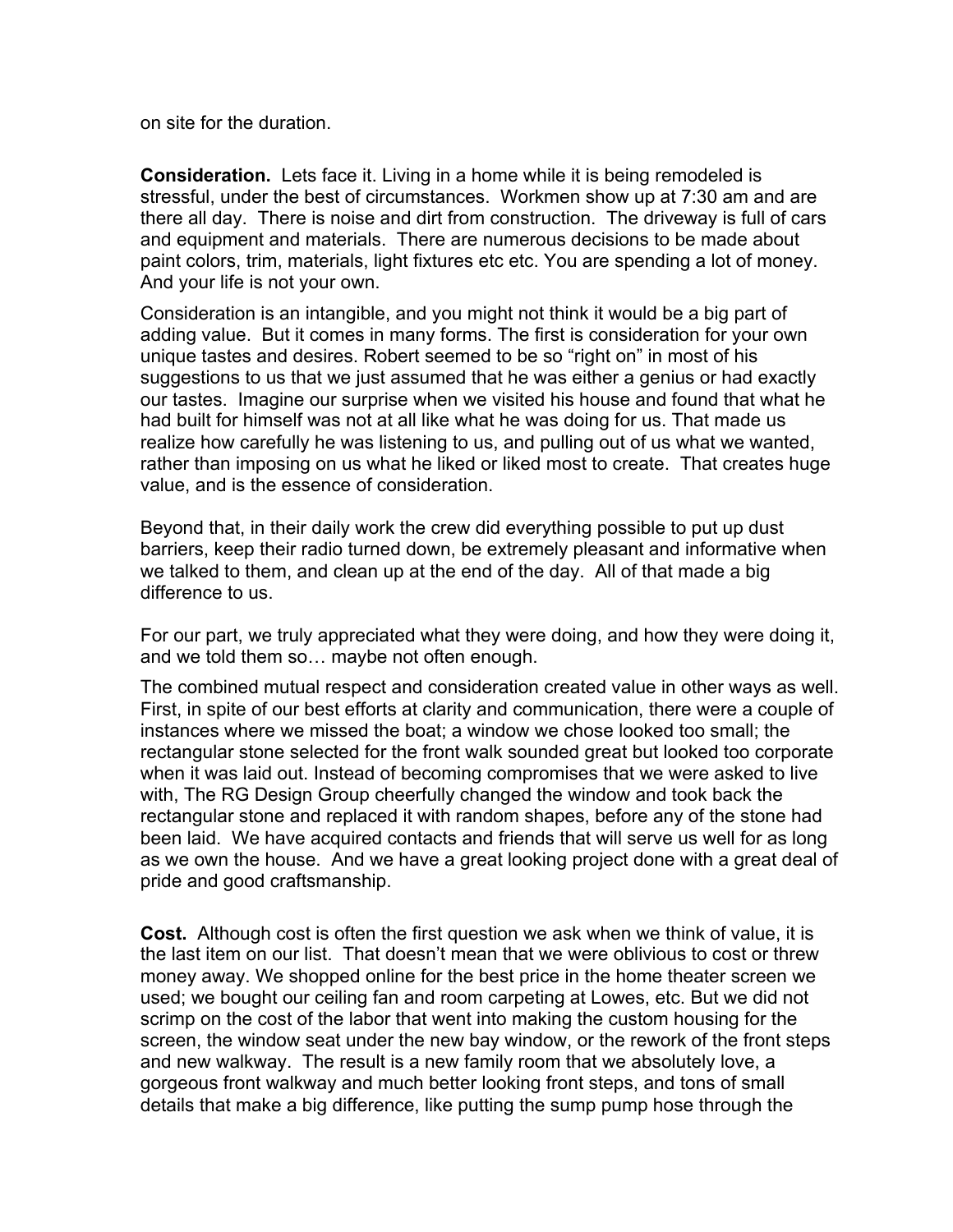on site for the duration.

**Consideration.** Lets face it. Living in a home while it is being remodeled is stressful, under the best of circumstances. Workmen show up at 7:30 am and are there all day. There is noise and dirt from construction. The driveway is full of cars and equipment and materials. There are numerous decisions to be made about paint colors, trim, materials, light fixtures etc etc. You are spending a lot of money. And your life is not your own.

Consideration is an intangible, and you might not think it would be a big part of adding value. But it comes in many forms. The first is consideration for your own unique tastes and desires. Robert seemed to be so "right on" in most of his suggestions to us that we just assumed that he was either a genius or had exactly our tastes. Imagine our surprise when we visited his house and found that what he had built for himself was not at all like what he was doing for us. That made us realize how carefully he was listening to us, and pulling out of us what we wanted, rather than imposing on us what he liked or liked most to create. That creates huge value, and is the essence of consideration.

Beyond that, in their daily work the crew did everything possible to put up dust barriers, keep their radio turned down, be extremely pleasant and informative when we talked to them, and clean up at the end of the day. All of that made a big difference to us.

For our part, we truly appreciated what they were doing, and how they were doing it, and we told them so… maybe not often enough.

The combined mutual respect and consideration created value in other ways as well. First, in spite of our best efforts at clarity and communication, there were a couple of instances where we missed the boat; a window we chose looked too small; the rectangular stone selected for the front walk sounded great but looked too corporate when it was laid out. Instead of becoming compromises that we were asked to live with, The RG Design Group cheerfully changed the window and took back the rectangular stone and replaced it with random shapes, before any of the stone had been laid. We have acquired contacts and friends that will serve us well for as long as we own the house. And we have a great looking project done with a great deal of pride and good craftsmanship.

**Cost.** Although cost is often the first question we ask when we think of value, it is the last item on our list. That doesn't mean that we were oblivious to cost or threw money away. We shopped online for the best price in the home theater screen we used; we bought our ceiling fan and room carpeting at Lowes, etc. But we did not scrimp on the cost of the labor that went into making the custom housing for the screen, the window seat under the new bay window, or the rework of the front steps and new walkway. The result is a new family room that we absolutely love, a gorgeous front walkway and much better looking front steps, and tons of small details that make a big difference, like putting the sump pump hose through the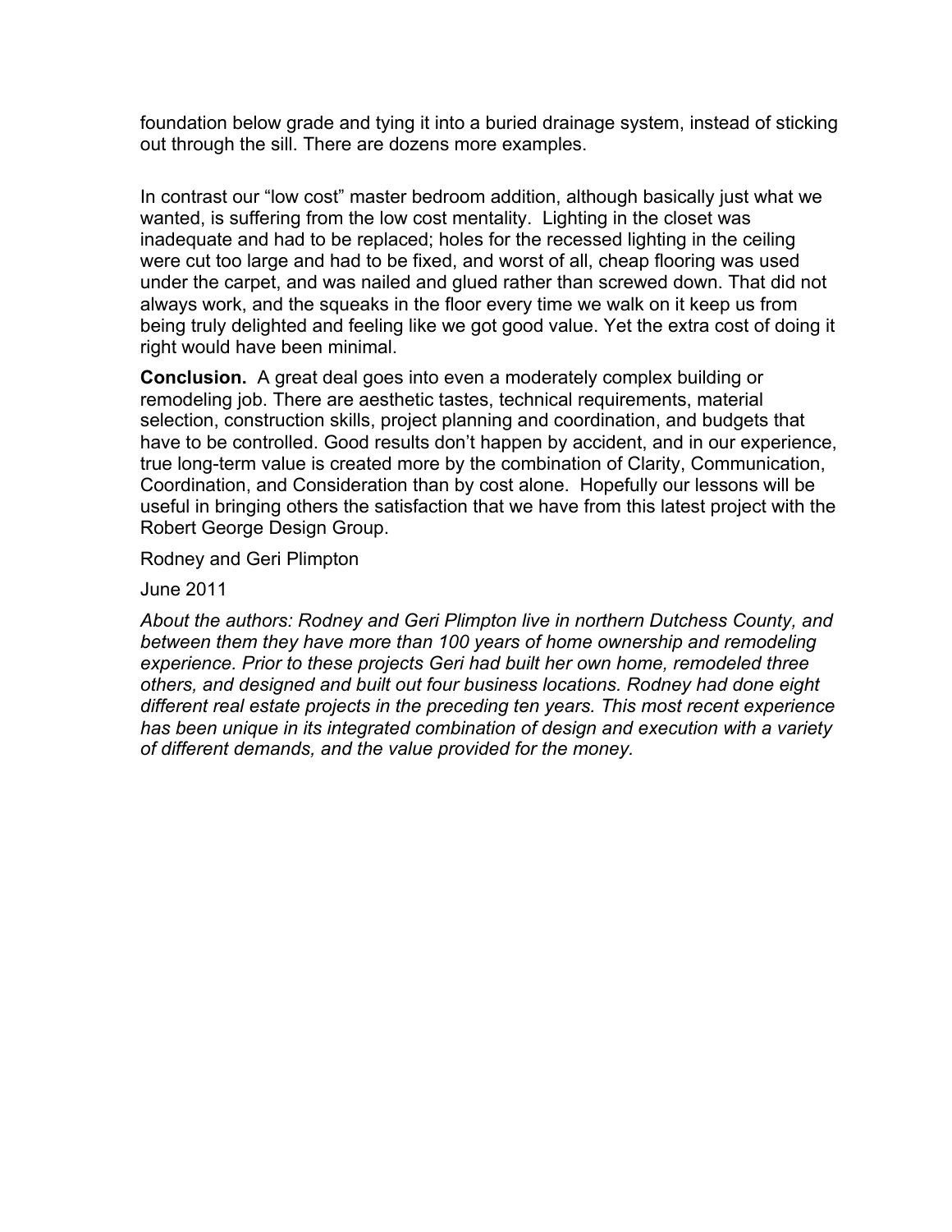foundation below grade and tying it into a buried drainage system, instead of sticking out through the sill. There are dozens more examples.

In contrast our "low cost" master bedroom addition, although basically just what we wanted, is suffering from the low cost mentality. Lighting in the closet was inadequate and had to be replaced; holes for the recessed lighting in the ceiling were cut too large and had to be fixed, and worst of all, cheap flooring was used under the carpet, and was nailed and glued rather than screwed down. That did not always work, and the squeaks in the floor every time we walk on it keep us from being truly delighted and feeling like we got good value. Yet the extra cost of doing it right would have been minimal.

**Conclusion.** A great deal goes into even a moderately complex building or remodeling job. There are aesthetic tastes, technical requirements, material selection, construction skills, project planning and coordination, and budgets that have to be controlled. Good results don't happen by accident, and in our experience, true long-term value is created more by the combination of Clarity, Communication, Coordination, and Consideration than by cost alone. Hopefully our lessons will be useful in bringing others the satisfaction that we have from this latest project with the Robert George Design Group.

Rodney and Geri Plimpton

June 2011

*About the authors: Rodney and Geri Plimpton live in northern Dutchess County, and between them they have more than 100 years of home ownership and remodeling experience. Prior to these projects Geri had built her own home, remodeled three others, and designed and built out four business locations. Rodney had done eight different real estate projects in the preceding ten years. This most recent experience has been unique in its integrated combination of design and execution with a variety of different demands, and the value provided for the money.*